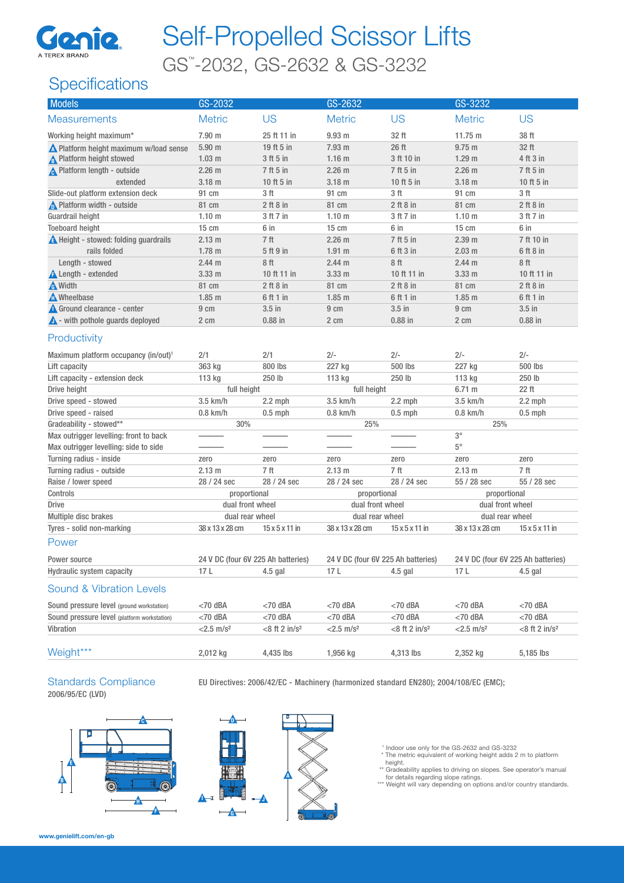Genie
A TEREX BRAND

# Self-Propelled Scissor Lifts

## GS™-2032, GS-2632 & GS-3232

## Specifications

| Models | GS-2032 | | GS-2632 | | GS-3232 | |
|---|---|---|---|---|---|---|
| **Measurements** | Metric | US | Metric | US | Metric | US |
| Working height maximum* | 7.90 m | 25 ft 11 in | 9.93 m | 32 ft | 11.75 m | 38 ft |
| A Platform height maximum w/load sense | 5.90 m | 19 ft 5 in | 7.93 m | 26 ft | 9.75 m | 32 ft |
| B Platform height stowed | 1.03 m | 3 ft 5 in | 1.16 m | 3 ft 10 in | 1.29 m | 4 ft 3 in |
| C Platform length - outside | 2.26 m | 7 ft 5 in | 2.26 m | 7 ft 5 in | 2.26 m | 7 ft 5 in |
| extended | 3.18 m | 10 ft 5 in | 3.18 m | 10 ft 5 in | 3.18 m | 10 ft 5 in |
| Slide-out platform extension deck | 91 cm | 3 ft | 91 cm | 3 ft | 91 cm | 3 ft |
| D Platform width - outside | 81 cm | 2 ft 8 in | 81 cm | 2 ft 8 in | 81 cm | 2 ft 8 in |
| Guardrail height | 1.10 m | 3 ft 7 in | 1.10 m | 3 ft 7 in | 1.10 m | 3 ft 7 in |
| Toeboard height | 15 cm | 6 in | 15 cm | 6 in | 15 cm | 6 in |
| E Height - stowed: folding guardrails | 2.13 m | 7 ft | 2.26 m | 7 ft 5 in | 2.39 m | 7 ft 10 in |
| rails folded | 1.78 m | 5 ft 9 in | 1.91 m | 6 ft 3 in | 2.03 m | 6 ft 8 in |
| Length - stowed | 2.44 m | 8 ft | 2.44 m | 8 ft | 2.44 m | 8 ft |
| F Length - extended | 3.33 m | 10 ft 11 in | 3.33 m | 10 ft 11 in | 3.33 m | 10 ft 11 in |
| G Width | 81 cm | 2 ft 8 in | 81 cm | 2 ft 8 in | 81 cm | 2 ft 8 in |
| H Wheelbase | 1.85 m | 6 ft 1 in | 1.85 m | 6 ft 1 in | 1.85 m | 6 ft 1 in |
| I Ground clearance - center | 9 cm | 3.5 in | 9 cm | 3.5 in | 9 cm | 3.5 in |
| J - with pothole guards deployed | 2 cm | 0.88 in | 2 cm | 0.88 in | 2 cm | 0.88 in |

### Productivity

| | GS-2032 Metric | GS-2032 US | GS-2632 Metric | GS-2632 US | GS-3232 Metric | GS-3232 US |
|---|---|---|---|---|---|---|
| Maximum platform occupancy (in/out)[1] | 2/1 | 2/1 | 2/- | 2/- | 2/- | 2/- |
| Lift capacity | 363 kg | 800 lbs | 227 kg | 500 lbs | 227 kg | 500 lbs |
| Lift capacity - extension deck | 113 kg | 250 lb | 113 kg | 250 lb | 113 kg | 250 lb |
| Drive height | full height | | full height | | 6.71 m | 22 ft |
| Drive speed - stowed | 3.5 km/h | 2.2 mph | 3.5 km/h | 2.2 mph | 3.5 km/h | 2.2 mph |
| Drive speed - raised | 0.8 km/h | 0.5 mph | 0.8 km/h | 0.5 mph | 0.8 km/h | 0.5 mph |
| Gradeability - stowed** | 30% | | 25% | | 25% | |
| Max outrigger levelling: front to back | ——— | ——— | ——— | ——— | 3° | |
| Max outrigger levelling: side to side | ——— | ——— | ——— | ——— | 5° | |
| Turning radius - inside | zero | zero | zero | zero | zero | zero |
| Turning radius - outside | 2.13 m | 7 ft | 2.13 m | 7 ft | 2.13 m | 7 ft |
| Raise / lower speed | 28 / 24 sec | 28 / 24 sec | 28 / 24 sec | 28 / 24 sec | 55 / 28 sec | 55 / 28 sec |
| Controls | proportional | | proportional | | proportional | |
| Drive | dual front wheel | | dual front wheel | | dual front wheel | |
| Multiple disc brakes | dual rear wheel | | dual rear wheel | | dual rear wheel | |
| Tyres - solid non-marking | 38 x 13 x 28 cm | 15 x 5 x 11 in | 38 x 13 x 28 cm | 15 x 5 x 11 in | 38 x 13 x 28 cm | 15 x 5 x 11 in |

### Power

| | GS-2032 Metric | GS-2032 US | GS-2632 Metric | GS-2632 US | GS-3232 Metric | GS-3232 US |
|---|---|---|---|---|---|---|
| Power source | 24 V DC (four 6V 225 Ah batteries) | | 24 V DC (four 6V 225 Ah batteries) | | 24 V DC (four 6V 225 Ah batteries) | |
| Hydraulic system capacity | 17 L | 4.5 gal | 17 L | 4.5 gal | 17 L | 4.5 gal |

### Sound & Vibration Levels

| | GS-2032 Metric | GS-2032 US | GS-2632 Metric | GS-2632 US | GS-3232 Metric | GS-3232 US |
|---|---|---|---|---|---|---|
| Sound pressure level (ground workstation) | <70 dBA | <70 dBA | <70 dBA | <70 dBA | <70 dBA | <70 dBA |
| Sound pressure level (platform workstation) | <70 dBA | <70 dBA | <70 dBA | <70 dBA | <70 dBA | <70 dBA |
| Vibration | <2.5 m/s² | <8 ft 2 in/s² | <2.5 m/s² | <8 ft 2 in/s² | <2.5 m/s² | <8 ft 2 in/s² |

### Weight***

| | GS-2032 Metric | GS-2032 US | GS-2632 Metric | GS-2632 US | GS-3232 Metric | GS-3232 US |
|---|---|---|---|---|---|---|
| Weight*** | 2,012 kg | 4,435 lbs | 1,956 kg | 4,313 lbs | 2,352 kg | 5,185 lbs |

### Standards Compliance

EU Directives: 2006/42/EC - Machinery (harmonized standard EN280); 2004/108/EC (EMC); 2006/95/EC (LVD)

[1] Indoor use only for the GS-2632 and GS-3232
\* The metric equivalent of working height adds 2 m to platform height.
\*\* Gradeability applies to driving on slopes. See operator's manual for details regarding slope ratings.
\*\*\* Weight will vary depending on options and/or country standards.

www.genielift.com/en-gb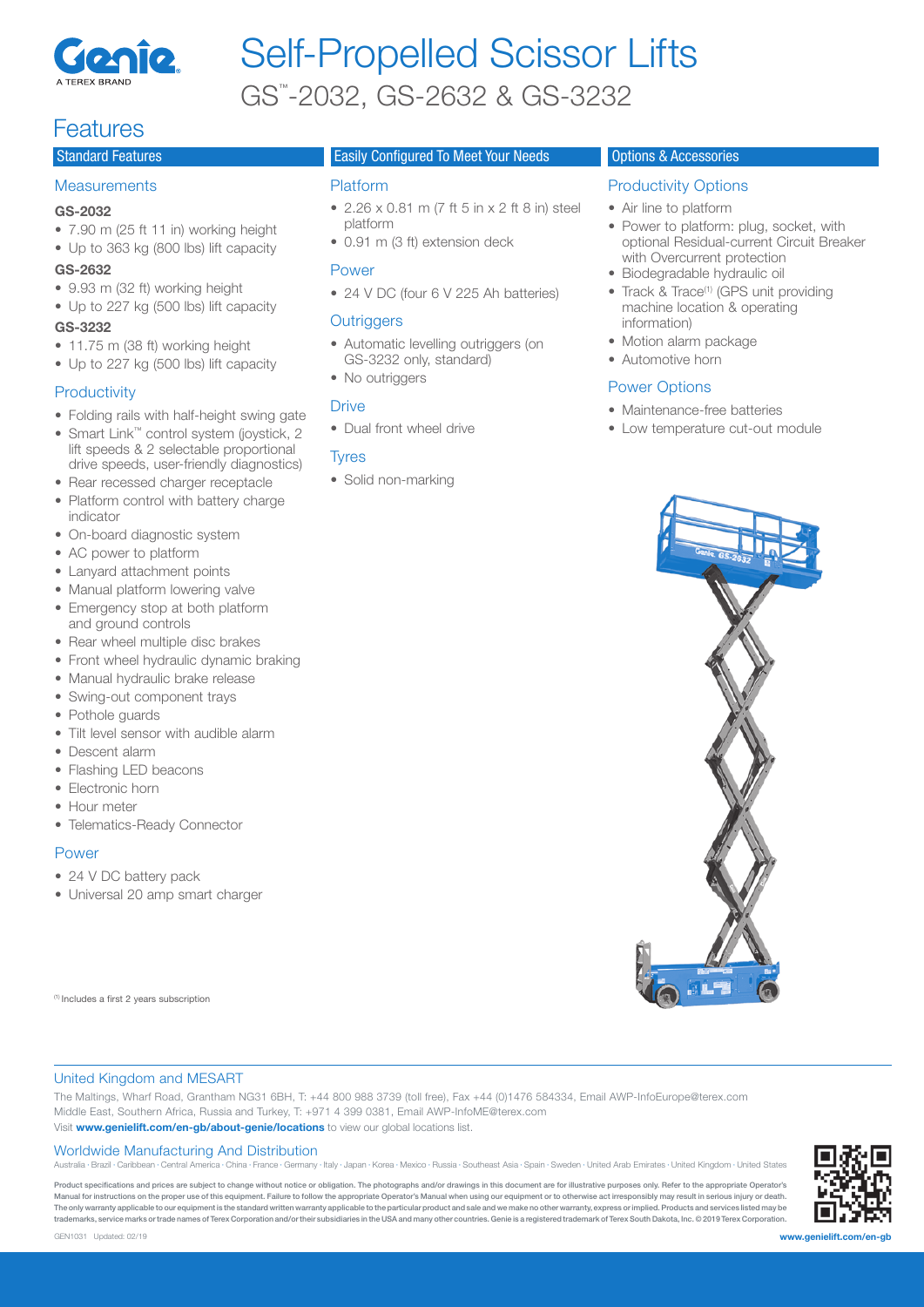# Self-Propelled Scissor Lifts

## GS™-2032, GS-2632 & GS-3232

# Features

## Standard Features

### Measurements

**GS-2032**

- 7.90 m (25 ft 11 in) working height
- Up to 363 kg (800 lbs) lift capacity

**GS-2632**

- 9.93 m (32 ft) working height
- Up to 227 kg (500 lbs) lift capacity

**GS-3232**

- 11.75 m (38 ft) working height
- Up to 227 kg (500 lbs) lift capacity

### Productivity

- Folding rails with half-height swing gate
- Smart Link™ control system (joystick, 2 lift speeds & 2 selectable proportional drive speeds, user-friendly diagnostics)
- Rear recessed charger receptacle
- Platform control with battery charge indicator
- On-board diagnostic system
- AC power to platform
- Lanyard attachment points
- Manual platform lowering valve
- Emergency stop at both platform and ground controls
- Rear wheel multiple disc brakes
- Front wheel hydraulic dynamic braking
- Manual hydraulic brake release
- Swing-out component trays
- Pothole guards
- Tilt level sensor with audible alarm
- Descent alarm
- Flashing LED beacons
- Electronic horn
- Hour meter
- Telematics-Ready Connector

### Power

- 24 V DC battery pack
- Universal 20 amp smart charger

## Easily Configured To Meet Your Needs

### Platform

- 2.26 x 0.81 m (7 ft 5 in x 2 ft 8 in) steel platform
- 0.91 m (3 ft) extension deck

### Power

- 24 V DC (four 6 V 225 Ah batteries)

### Outriggers

- Automatic levelling outriggers (on GS-3232 only, standard)
- No outriggers

### Drive

- Dual front wheel drive

### Tyres

- Solid non-marking

## Options & Accessories

### Productivity Options

- Air line to platform
- Power to platform: plug, socket, with optional Residual-current Circuit Breaker with Overcurrent protection
- Biodegradable hydraulic oil
- Track & Trace[1] (GPS unit providing machine location & operating information)
- Motion alarm package
- Automotive horn

### Power Options

- Maintenance-free batteries
- Low temperature cut-out module

[1] Includes a first 2 years subscription

### United Kingdom and MESART

The Maltings, Wharf Road, Grantham NG31 6BH, T: +44 800 988 3739 (toll free), Fax +44 (0)1476 584334, Email AWP-InfoEurope@terex.com
Middle East, Southern Africa, Russia and Turkey, T: +971 4 399 0381, Email AWP-InfoME@terex.com
Visit **www.genielift.com/en-gb/about-genie/locations** to view our global locations list.

### Worldwide Manufacturing And Distribution

Australia · Brazil · Caribbean · Central America · China · France · Germany · Italy · Japan · Korea · Mexico · Russia · Southeast Asia · Spain · Sweden · United Arab Emirates · United Kingdom · United States

Product specifications and prices are subject to change without notice or obligation. The photographs and/or drawings in this document are for illustrative purposes only. Refer to the appropriate Operator's Manual for instructions on the proper use of this equipment. Failure to follow the appropriate Operator's Manual when using our equipment or to otherwise act irresponsibly may result in serious injury or death. The only warranty applicable to our equipment is the standard written warranty applicable to the particular product and sale and we make no other warranty, express or implied. Products and services listed may be trademarks, service marks or trade names of Terex Corporation and/or their subsidiaries in the USA and many other countries. Genie is a registered trademark of Terex South Dakota, Inc. © 2019 Terex Corporation.

GEN1031 Updated: 02/19

**www.genielift.com/en-gb**